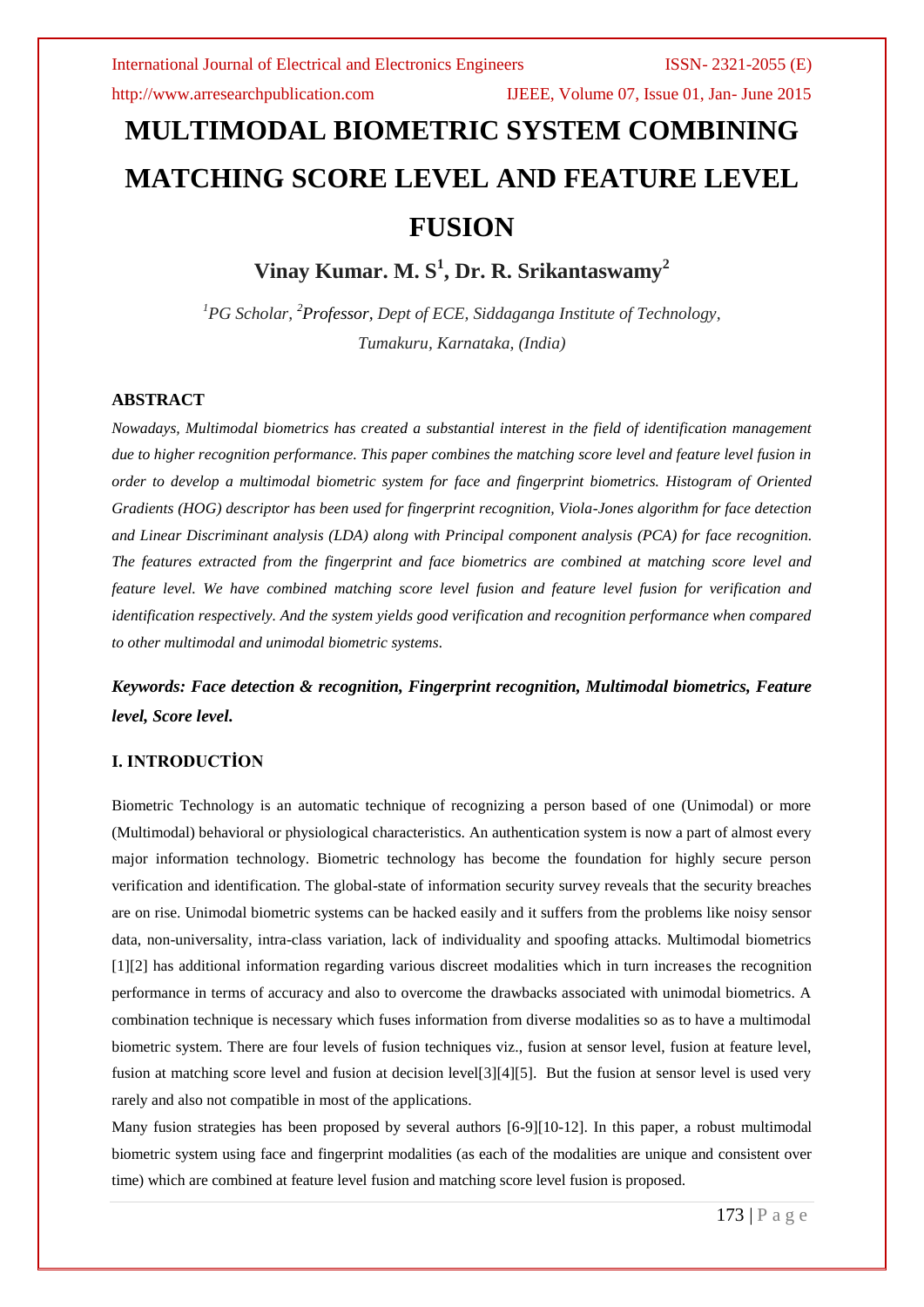# MULTIMODAL BIOMETRIC SYSTEM COMBINING MATCHING SCORE LEVEL AND FEATURE LEVEL FUSION

**Vinay Kumar. M. S[1], Dr. R. Srikantaswamy[2]**

*[1]PG Scholar, [2]Professor, Dept of ECE, Siddaganga Institute of Technology, Tumakuru, Karnataka, (India)*

## ABSTRACT

*Nowadays, Multimodal biometrics has created a substantial interest in the field of identification management due to higher recognition performance. This paper combines the matching score level and feature level fusion in order to develop a multimodal biometric system for face and fingerprint biometrics. Histogram of Oriented Gradients (HOG) descriptor has been used for fingerprint recognition, Viola-Jones algorithm for face detection and Linear Discriminant analysis (LDA) along with Principal component analysis (PCA) for face recognition. The features extracted from the fingerprint and face biometrics are combined at matching score level and feature level. We have combined matching score level fusion and feature level fusion for verification and identification respectively. And the system yields good verification and recognition performance when compared to other multimodal and unimodal biometric systems.*

***Keywords: Face detection & recognition, Fingerprint recognition, Multimodal biometrics, Feature level, Score level.***

## I. INTRODUCTİON

Biometric Technology is an automatic technique of recognizing a person based of one (Unimodal) or more (Multimodal) behavioral or physiological characteristics. An authentication system is now a part of almost every major information technology. Biometric technology has become the foundation for highly secure person verification and identification. The global-state of information security survey reveals that the security breaches are on rise. Unimodal biometric systems can be hacked easily and it suffers from the problems like noisy sensor data, non-universality, intra-class variation, lack of individuality and spoofing attacks. Multimodal biometrics [1][2] has additional information regarding various discreet modalities which in turn increases the recognition performance in terms of accuracy and also to overcome the drawbacks associated with unimodal biometrics. A combination technique is necessary which fuses information from diverse modalities so as to have a multimodal biometric system. There are four levels of fusion techniques viz., fusion at sensor level, fusion at feature level, fusion at matching score level and fusion at decision level[3][4][5]. But the fusion at sensor level is used very rarely and also not compatible in most of the applications.

Many fusion strategies has been proposed by several authors [6-9][10-12]. In this paper, a robust multimodal biometric system using face and fingerprint modalities (as each of the modalities are unique and consistent over time) which are combined at feature level fusion and matching score level fusion is proposed.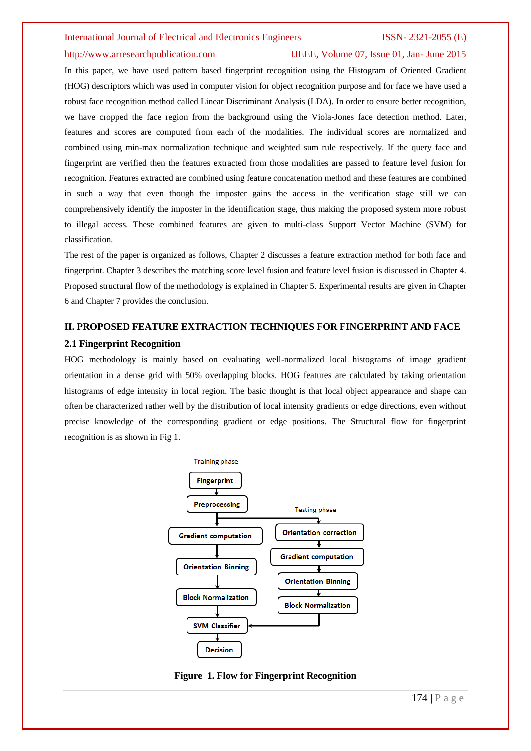In this paper, we have used pattern based fingerprint recognition using the Histogram of Oriented Gradient (HOG) descriptors which was used in computer vision for object recognition purpose and for face we have used a robust face recognition method called Linear Discriminant Analysis (LDA). In order to ensure better recognition, we have cropped the face region from the background using the Viola-Jones face detection method. Later, features and scores are computed from each of the modalities. The individual scores are normalized and combined using min-max normalization technique and weighted sum rule respectively. If the query face and fingerprint are verified then the features extracted from those modalities are passed to feature level fusion for recognition. Features extracted are combined using feature concatenation method and these features are combined in such a way that even though the imposter gains the access in the verification stage still we can comprehensively identify the imposter in the identification stage, thus making the proposed system more robust to illegal access. These combined features are given to multi-class Support Vector Machine (SVM) for classification.

The rest of the paper is organized as follows, Chapter 2 discusses a feature extraction method for both face and fingerprint. Chapter 3 describes the matching score level fusion and feature level fusion is discussed in Chapter 4. Proposed structural flow of the methodology is explained in Chapter 5. Experimental results are given in Chapter 6 and Chapter 7 provides the conclusion.

## II. PROPOSED FEATURE EXTRACTION TECHNIQUES FOR FINGERPRINT AND FACE

### 2.1 Fingerprint Recognition

HOG methodology is mainly based on evaluating well-normalized local histograms of image gradient orientation in a dense grid with 50% overlapping blocks. HOG features are calculated by taking orientation histograms of edge intensity in local region. The basic thought is that local object appearance and shape can often be characterized rather well by the distribution of local intensity gradients or edge directions, even without precise knowledge of the corresponding gradient or edge positions. The Structural flow for fingerprint recognition is as shown in Fig 1.

Training phase

Fingerprint

Preprocessing

Gradient computation

Orientation Binning

Block Normalization

SVM Classifier

Decision

Testing phase

Orientation correction

Gradient computation

Orientation Binning

Block Normalization

**Figure 1. Flow for Fingerprint Recognition**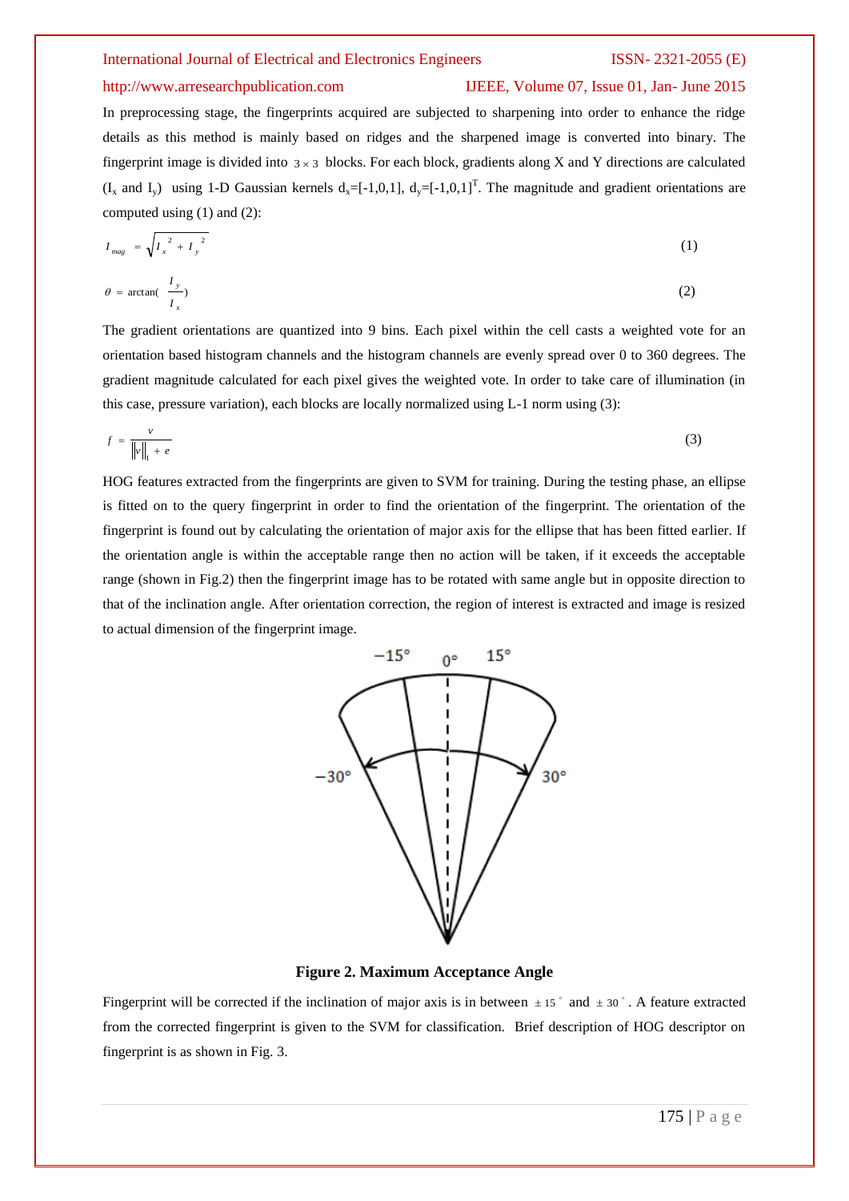In preprocessing stage, the fingerprints acquired are subjected to sharpening into order to enhance the ridge details as this method is mainly based on ridges and the sharpened image is converted into binary. The fingerprint image is divided into $3 \times 3$ blocks. For each block, gradients along X and Y directions are calculated ($I_x$ and $I_y$) using 1-D Gaussian kernels $d_x$=[-1,0,1], $d_y$=$[-1,0,1]^T$. The magnitude and gradient orientations are computed using (1) and (2):

$$I_{mag} = \sqrt{I_x^2 + I_y^2} \tag{1}$$

$$\theta = \arctan(\frac{I_y}{I_x}) \tag{2}$$

The gradient orientations are quantized into 9 bins. Each pixel within the cell casts a weighted vote for an orientation based histogram channels and the histogram channels are evenly spread over 0 to 360 degrees. The gradient magnitude calculated for each pixel gives the weighted vote. In order to take care of illumination (in this case, pressure variation), each blocks are locally normalized using L-1 norm using (3):

$$f = \frac{v}{\|v\|_1 + e} \tag{3}$$

HOG features extracted from the fingerprints are given to SVM for training. During the testing phase, an ellipse is fitted on to the query fingerprint in order to find the orientation of the fingerprint. The orientation of the fingerprint is found out by calculating the orientation of major axis for the ellipse that has been fitted earlier. If the orientation angle is within the acceptable range then no action will be taken, if it exceeds the acceptable range (shown in Fig.2) then the fingerprint image has to be rotated with same angle but in opposite direction to that of the inclination angle. After orientation correction, the region of interest is extracted and image is resized to actual dimension of the fingerprint image.

−15°
0°
15°
−30°
30°

**Figure 2. Maximum Acceptance Angle**

Fingerprint will be corrected if the inclination of major axis is in between $\pm 15^\circ$ and $\pm 30^\circ$. A feature extracted from the corrected fingerprint is given to the SVM for classification. Brief description of HOG descriptor on fingerprint is as shown in Fig. 3.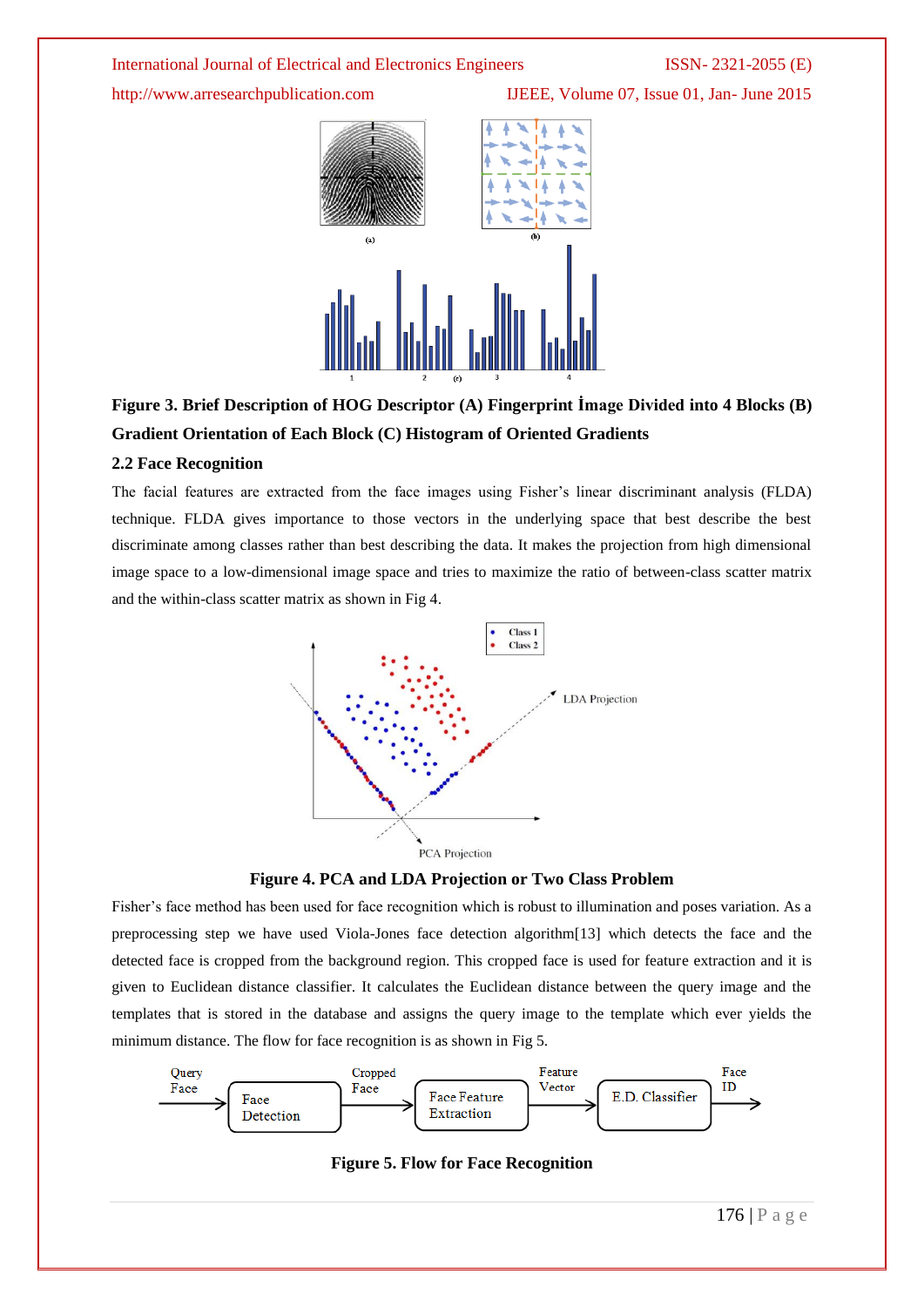(a)

(b)

1 2 (c) 3 4

**Figure 3. Brief Description of HOG Descriptor (A) Fingerprint İmage Divided into 4 Blocks (B) Gradient Orientation of Each Block (C) Histogram of Oriented Gradients**

### 2.2 Face Recognition

The facial features are extracted from the face images using Fisher's linear discriminant analysis (FLDA) technique. FLDA gives importance to those vectors in the underlying space that best describe the best discriminate among classes rather than best describing the data. It makes the projection from high dimensional image space to a low-dimensional image space and tries to maximize the ratio of between-class scatter matrix and the within-class scatter matrix as shown in Fig 4.

Class 1
Class 2
LDA Projection
PCA Projection

**Figure 4. PCA and LDA Projection or Two Class Problem**

Fisher's face method has been used for face recognition which is robust to illumination and poses variation. As a preprocessing step we have used Viola-Jones face detection algorithm[13] which detects the face and the detected face is cropped from the background region. This cropped face is used for feature extraction and it is given to Euclidean distance classifier. It calculates the Euclidean distance between the query image and the templates that is stored in the database and assigns the query image to the template which ever yields the minimum distance. The flow for face recognition is as shown in Fig 5.

Query Face
Face Detection
Cropped Face
Face Feature Extraction
Feature Vector
E.D. Classifier
Face ID

**Figure 5. Flow for Face Recognition**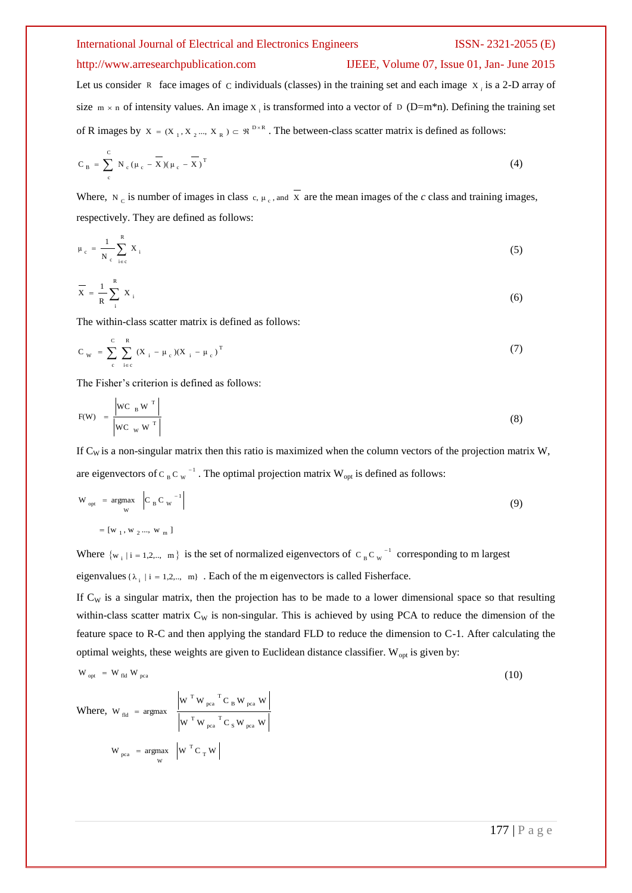Let us consider $R$ face images of $C$ individuals (classes) in the training set and each image $X_i$ is a 2-D array of size $m \times n$ of intensity values. An image $X_i$ is transformed into a vector of $D$ (D=m*n). Defining the training set of R images by $X = (X_1, X_2 ..., X_R) \subset \Re^{D \times R}$. The between-class scatter matrix is defined as follows:

$$C_B = \sum_{c}^{C} N_c (\mu_c - \overline{X})(\mu_c - \overline{X})^T \tag{4}$$

Where, $N_C$ is number of images in class $c$, $\mu_c$, and $\overline{X}$ are the mean images of the *c* class and training images, respectively. They are defined as follows:

$$\mu_c = \frac{1}{N_c} \sum_{i \in c}^{R} X_i \tag{5}$$

$$\overline{X} = \frac{1}{R} \sum_{i}^{R} X_i \tag{6}$$

The within-class scatter matrix is defined as follows:

$$C_W = \sum_{c}^{C} \sum_{i \in c}^{R} (X_i - \mu_c)(X_i - \mu_c)^T \tag{7}$$

The Fisher's criterion is defined as follows:

$$F(W) = \frac{\left| W C_B W^T \right|}{\left| W C_W W^T \right|} \tag{8}$$

If $C_W$ is a non-singular matrix then this ratio is maximized when the column vectors of the projection matrix W, are eigenvectors of $C_B C_W^{-1}$. The optimal projection matrix $W_{opt}$ is defined as follows:

$$W_{opt} = \underset{W}{\text{argmax}} \left| C_B C_W^{-1} \right| \tag{9}$$

$$= [w_1, w_2 ..., w_m]$$

Where $\{w_i \mid i = 1,2,..., m\}$ is the set of normalized eigenvectors of $C_B C_W^{-1}$ corresponding to m largest eigenvalues $\{\lambda_i \mid i = 1,2,..., m\}$. Each of the m eigenvectors is called Fisherface.

If $C_W$ is a singular matrix, then the projection has to be made to a lower dimensional space so that resulting within-class scatter matrix $C_W$ is non-singular. This is achieved by using PCA to reduce the dimension of the feature space to R-C and then applying the standard FLD to reduce the dimension to C-1. After calculating the optimal weights, these weights are given to Euclidean distance classifier. $W_{opt}$ is given by:

$$W_{opt} = W_{fld} W_{pca} \tag{10}$$

Where, $W_{fld} = \text{argmax} \dfrac{\left| W^T W_{pca}^T C_B W_{pca} W \right|}{\left| W^T W_{pca}^T C_S W_{pca} W \right|}$

$$W_{pca} = \underset{W}{\text{argmax}} \left| W^T C_T W \right|$$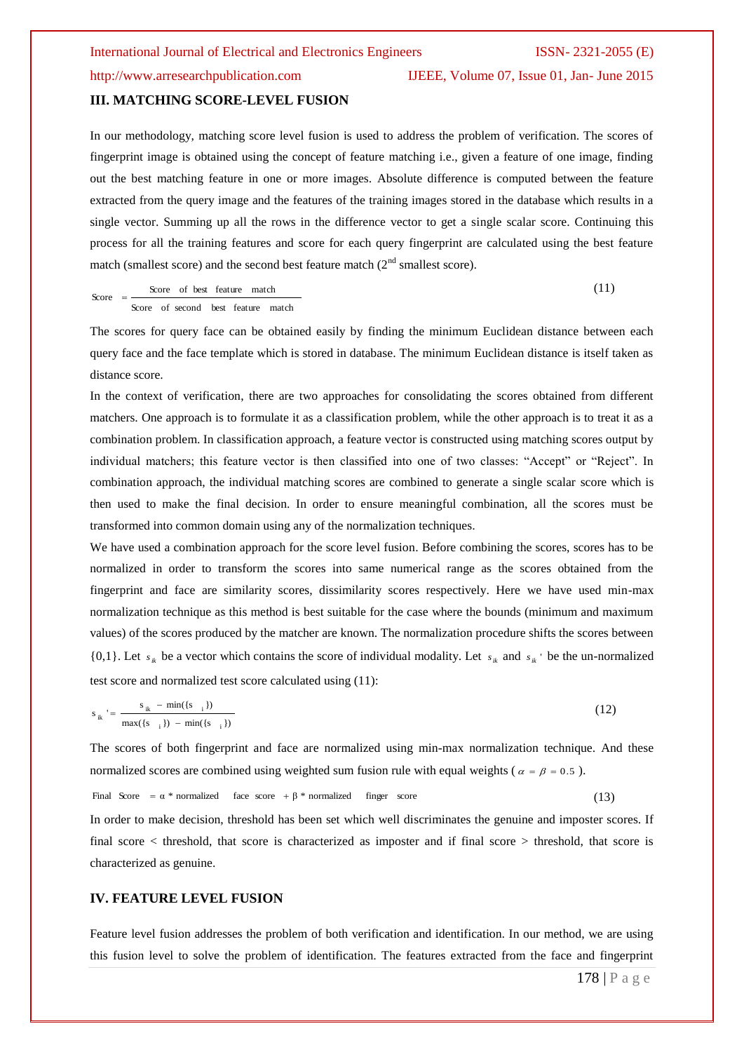## III. MATCHING SCORE-LEVEL FUSION

In our methodology, matching score level fusion is used to address the problem of verification. The scores of fingerprint image is obtained using the concept of feature matching i.e., given a feature of one image, finding out the best matching feature in one or more images. Absolute difference is computed between the feature extracted from the query image and the features of the training images stored in the database which results in a single vector. Summing up all the rows in the difference vector to get a single scalar score. Continuing this process for all the training features and score for each query fingerprint are calculated using the best feature match (smallest score) and the second best feature match (2nd smallest score).

$$\text{Score} = \frac{\text{Score of best feature match}}{\text{Score of second best feature match}} \tag{11}$$

The scores for query face can be obtained easily by finding the minimum Euclidean distance between each query face and the face template which is stored in database. The minimum Euclidean distance is itself taken as distance score.

In the context of verification, there are two approaches for consolidating the scores obtained from different matchers. One approach is to formulate it as a classification problem, while the other approach is to treat it as a combination problem. In classification approach, a feature vector is constructed using matching scores output by individual matchers; this feature vector is then classified into one of two classes: "Accept" or "Reject". In combination approach, the individual matching scores are combined to generate a single scalar score which is then used to make the final decision. In order to ensure meaningful combination, all the scores must be transformed into common domain using any of the normalization techniques.

We have used a combination approach for the score level fusion. Before combining the scores, scores has to be normalized in order to transform the scores into same numerical range as the scores obtained from the fingerprint and face are similarity scores, dissimilarity scores respectively. Here we have used min-max normalization technique as this method is best suitable for the case where the bounds (minimum and maximum values) of the scores produced by the matcher are known. The normalization procedure shifts the scores between {0,1}. Let $s_{ik}$ be a vector which contains the score of individual modality. Let $s_{ik}$ and $s_{ik}'$ be the un-normalized test score and normalized test score calculated using (11):

$$s_{ik}' = \frac{s_{ik} - \min(\{s_i\})}{\max(\{s_i\}) - \min(\{s_i\})} \tag{12}$$

The scores of both fingerprint and face are normalized using min-max normalization technique. And these normalized scores are combined using weighted sum fusion rule with equal weights ( $\alpha = \beta = 0.5$ ).

$$\text{Final Score} = \alpha * \text{normalized face score} + \beta * \text{normalized finger score} \tag{13}$$

In order to make decision, threshold has been set which well discriminates the genuine and imposter scores. If final score < threshold, that score is characterized as imposter and if final score > threshold, that score is characterized as genuine.

## IV. FEATURE LEVEL FUSION

Feature level fusion addresses the problem of both verification and identification. In our method, we are using this fusion level to solve the problem of identification. The features extracted from the face and fingerprint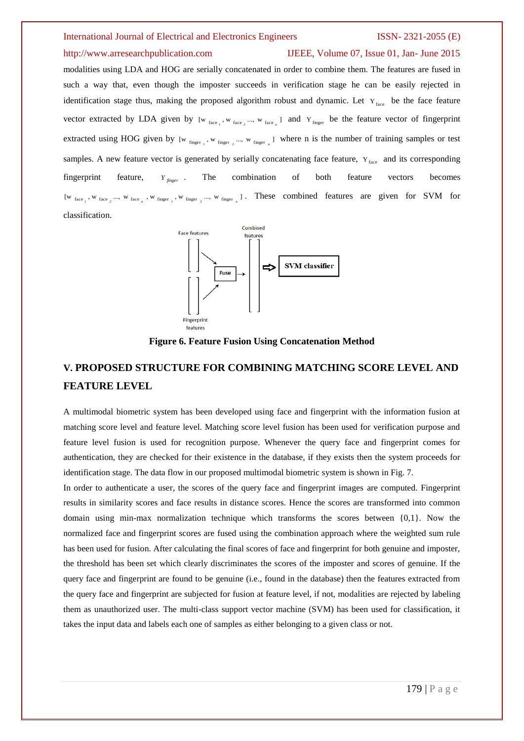modalities using LDA and HOG are serially concatenated in order to combine them. The features are fused in such a way that, even though the imposter succeeds in verification stage he can be easily rejected in identification stage thus, making the proposed algorithm robust and dynamic. Let $Y_{face}$ be the face feature vector extracted by LDA given by $[w_{face_1}, w_{face_2} ..., w_{face_n}]$ and $Y_{finger}$ be the feature vector of fingerprint extracted using HOG given by $[w_{finger_1}, w_{finger_2} ..., w_{finger_n}]$ where n is the number of training samples or test samples. A new feature vector is generated by serially concatenating face feature, $Y_{face}$ and its corresponding fingerprint feature, $Y_{finger}$. The combination of both feature vectors becomes $[w_{face_1}, w_{face_2} ..., w_{face_n}, w_{finger_1}, w_{finger_2} ..., w_{finger_n}]$. These combined features are given for SVM for classification.

Face features | Fuse | Combined features | SVM classifier | Fingerprint features

**Figure 6. Feature Fusion Using Concatenation Method**

## V. PROPOSED STRUCTURE FOR COMBINING MATCHING SCORE LEVEL AND FEATURE LEVEL

A multimodal biometric system has been developed using face and fingerprint with the information fusion at matching score level and feature level. Matching score level fusion has been used for verification purpose and feature level fusion is used for recognition purpose. Whenever the query face and fingerprint comes for authentication, they are checked for their existence in the database, if they exists then the system proceeds for identification stage. The data flow in our proposed multimodal biometric system is shown in Fig. 7.

In order to authenticate a user, the scores of the query face and fingerprint images are computed. Fingerprint results in similarity scores and face results in distance scores. Hence the scores are transformed into common domain using min-max normalization technique which transforms the scores between {0,1}. Now the normalized face and fingerprint scores are fused using the combination approach where the weighted sum rule has been used for fusion. After calculating the final scores of face and fingerprint for both genuine and imposter, the threshold has been set which clearly discriminates the scores of the imposter and scores of genuine. If the query face and fingerprint are found to be genuine (i.e., found in the database) then the features extracted from the query face and fingerprint are subjected for fusion at feature level, if not, modalities are rejected by labeling them as unauthorized user. The multi-class support vector machine (SVM) has been used for classification, it takes the input data and labels each one of samples as either belonging to a given class or not.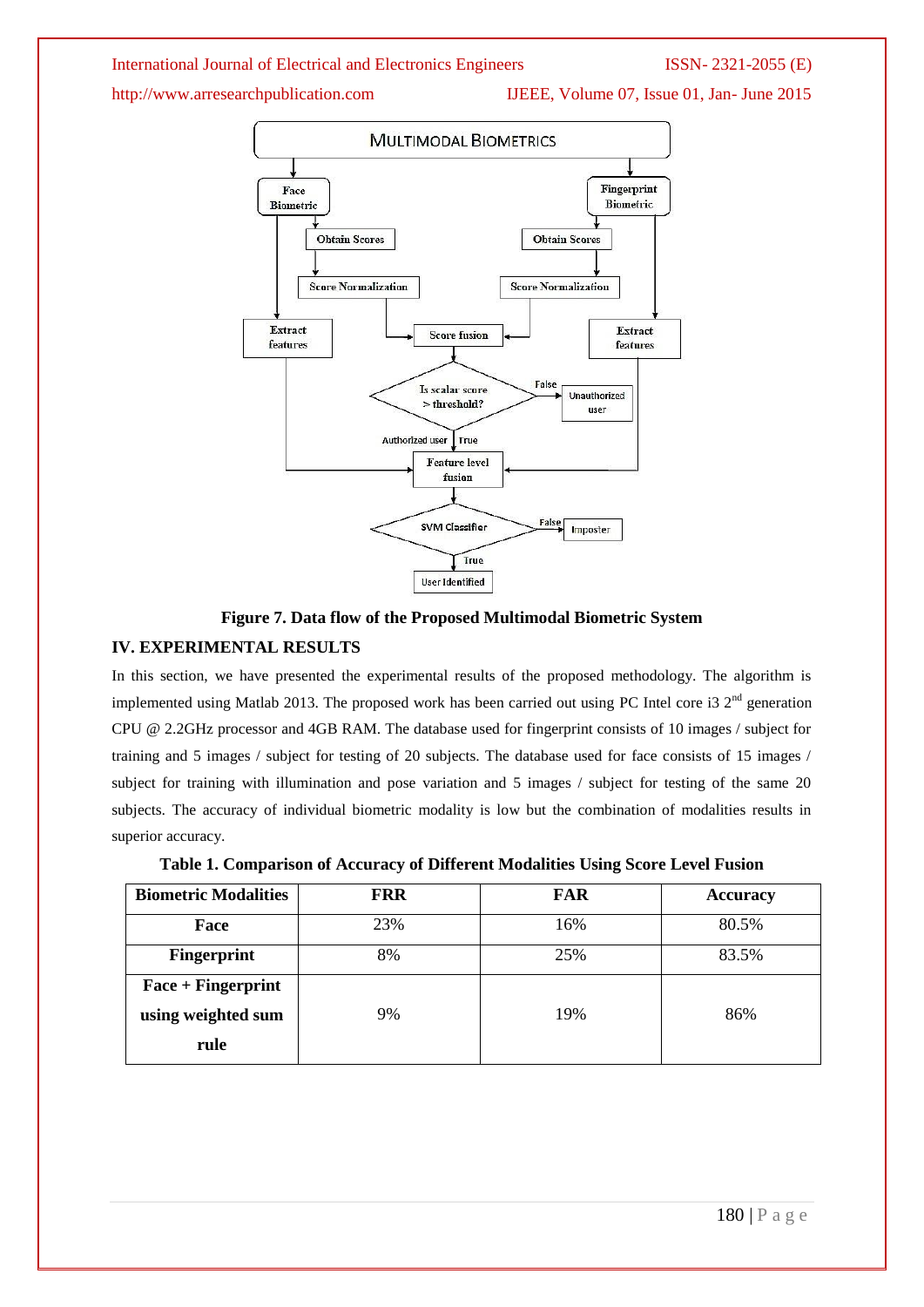MULTIMODAL BIOMETRICS

Face Biometric

Fingerprint Biometric

Obtain Scores

Obtain Scores

Score Normalization

Score Normalization

Extract features

Score fusion

Extract features

Is scalar score > threshold?

False

Unauthorized user

Authorized user

True

Feature level fusion

SVM Classifier

False

Imposter

True

User Identified

**Figure 7. Data flow of the Proposed Multimodal Biometric System**

## IV. EXPERIMENTAL RESULTS

In this section, we have presented the experimental results of the proposed methodology. The algorithm is implemented using Matlab 2013. The proposed work has been carried out using PC Intel core i3 2nd generation CPU @ 2.2GHz processor and 4GB RAM. The database used for fingerprint consists of 10 images / subject for training and 5 images / subject for testing of 20 subjects. The database used for face consists of 15 images / subject for training with illumination and pose variation and 5 images / subject for testing of the same 20 subjects. The accuracy of individual biometric modality is low but the combination of modalities results in superior accuracy.

**Table 1. Comparison of Accuracy of Different Modalities Using Score Level Fusion**

| Biometric Modalities | FRR | FAR | Accuracy |
|---|---|---|---|
| **Face** | 23% | 16% | 80.5% |
| **Fingerprint** | 8% | 25% | 83.5% |
| **Face + Fingerprint using weighted sum rule** | 9% | 19% | 86% |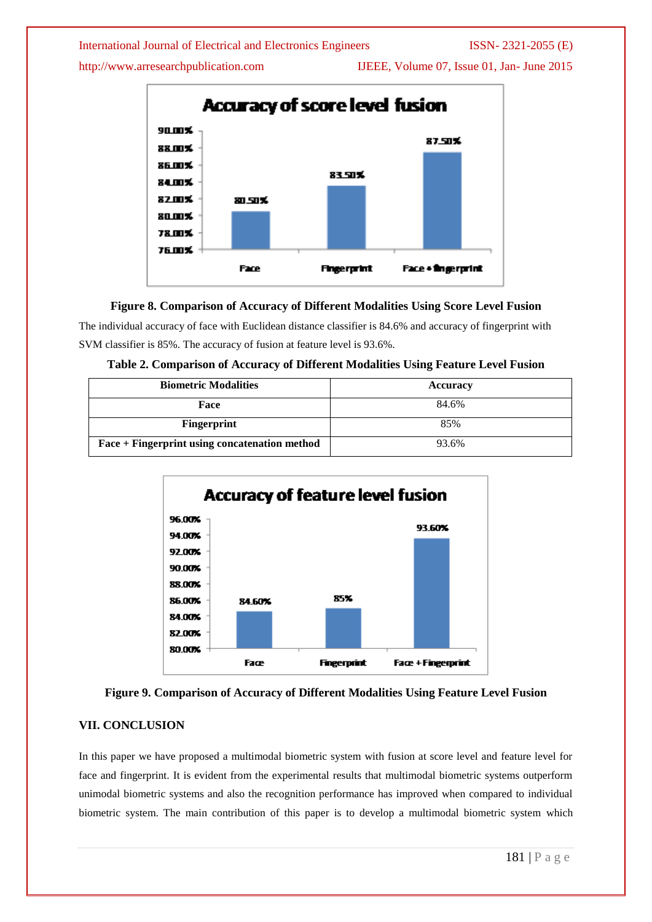Accuracy of score level fusion

90.00%
88.00%
86.00%
84.00%
82.00%
80.00%
78.00%
76.00%

80.50%
83.50%
87.50%

Face
Fingerprint
Face + fingerprint

**Figure 8. Comparison of Accuracy of Different Modalities Using Score Level Fusion**

The individual accuracy of face with Euclidean distance classifier is 84.6% and accuracy of fingerprint with SVM classifier is 85%. The accuracy of fusion at feature level is 93.6%.

**Table 2. Comparison of Accuracy of Different Modalities Using Feature Level Fusion**

| Biometric Modalities | Accuracy |
|---|---|
| **Face** | 84.6% |
| **Fingerprint** | 85% |
| **Face + Fingerprint using concatenation method** | 93.6% |

Accuracy of feature level fusion

96.00%
94.00%
92.00%
90.00%
88.00%
86.00%
84.00%
82.00%
80.00%

84.60%
85%
93.60%

Face
Fingerprint
Face + Fingerprint

**Figure 9. Comparison of Accuracy of Different Modalities Using Feature Level Fusion**

## VII. CONCLUSION

In this paper we have proposed a multimodal biometric system with fusion at score level and feature level for face and fingerprint. It is evident from the experimental results that multimodal biometric systems outperform unimodal biometric systems and also the recognition performance has improved when compared to individual biometric system. The main contribution of this paper is to develop a multimodal biometric system which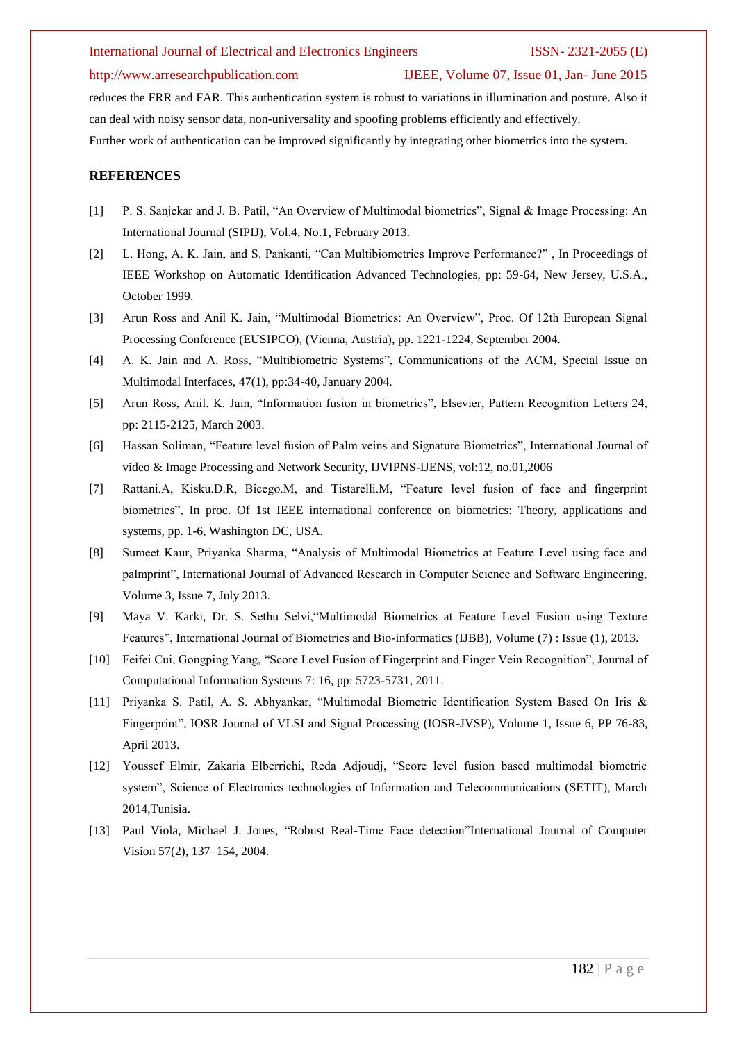reduces the FRR and FAR. This authentication system is robust to variations in illumination and posture. Also it can deal with noisy sensor data, non-universality and spoofing problems efficiently and effectively.

Further work of authentication can be improved significantly by integrating other biometrics into the system.

## REFERENCES

[1] P. S. Sanjekar and J. B. Patil, "An Overview of Multimodal biometrics", Signal & Image Processing: An International Journal (SIPIJ), Vol.4, No.1, February 2013.

[2] L. Hong, A. K. Jain, and S. Pankanti, "Can Multibiometrics Improve Performance?" , In Proceedings of IEEE Workshop on Automatic Identification Advanced Technologies, pp: 59-64, New Jersey, U.S.A., October 1999.

[3] Arun Ross and Anil K. Jain, "Multimodal Biometrics: An Overview", Proc. Of 12th European Signal Processing Conference (EUSIPCO), (Vienna, Austria), pp. 1221-1224, September 2004.

[4] A. K. Jain and A. Ross, "Multibiometric Systems", Communications of the ACM, Special Issue on Multimodal Interfaces, 47(1), pp:34-40, January 2004.

[5] Arun Ross, Anil. K. Jain, "Information fusion in biometrics", Elsevier, Pattern Recognition Letters 24, pp: 2115-2125, March 2003.

[6] Hassan Soliman, "Feature level fusion of Palm veins and Signature Biometrics", International Journal of video & Image Processing and Network Security, IJVIPNS-IJENS, vol:12, no.01,2006

[7] Rattani.A, Kisku.D.R, Bicego.M, and Tistarelli.M, "Feature level fusion of face and fingerprint biometrics", In proc. Of 1st IEEE international conference on biometrics: Theory, applications and systems, pp. 1-6, Washington DC, USA.

[8] Sumeet Kaur, Priyanka Sharma, "Analysis of Multimodal Biometrics at Feature Level using face and palmprint", International Journal of Advanced Research in Computer Science and Software Engineering, Volume 3, Issue 7, July 2013.

[9] Maya V. Karki, Dr. S. Sethu Selvi,"Multimodal Biometrics at Feature Level Fusion using Texture Features", International Journal of Biometrics and Bio-informatics (IJBB), Volume (7) : Issue (1), 2013.

[10] Feifei Cui, Gongping Yang, "Score Level Fusion of Fingerprint and Finger Vein Recognition", Journal of Computational Information Systems 7: 16, pp: 5723-5731, 2011.

[11] Priyanka S. Patil, A. S. Abhyankar, "Multimodal Biometric Identification System Based On Iris & Fingerprint", IOSR Journal of VLSI and Signal Processing (IOSR-JVSP), Volume 1, Issue 6, PP 76-83, April 2013.

[12] Youssef Elmir, Zakaria Elberrichi, Reda Adjoudj, "Score level fusion based multimodal biometric system", Science of Electronics technologies of Information and Telecommunications (SETIT), March 2014,Tunisia.

[13] Paul Viola, Michael J. Jones, "Robust Real-Time Face detection"International Journal of Computer Vision 57(2), 137–154, 2004.